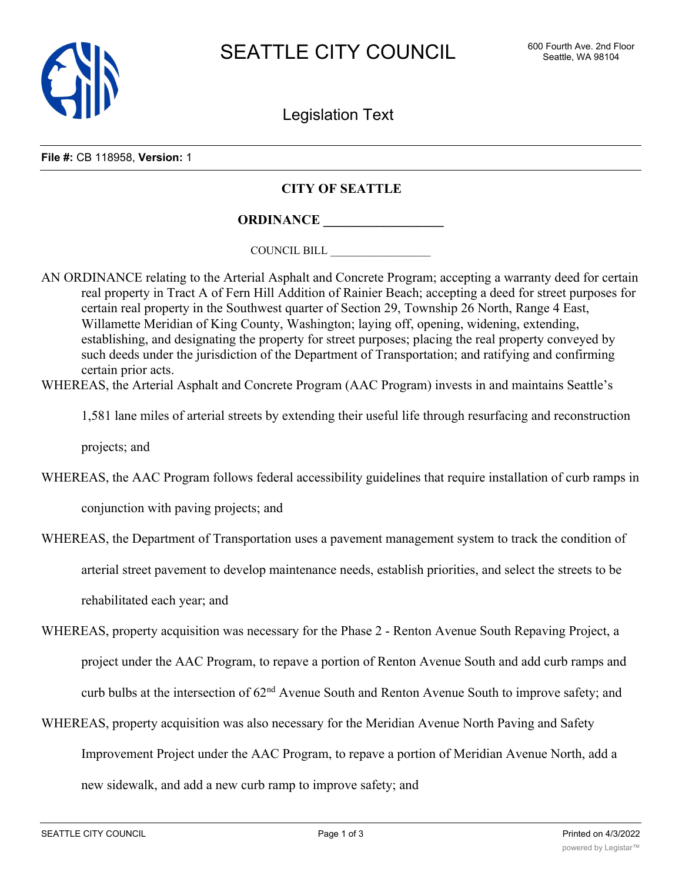# SEATTLE CITY COUNCIL

600 Fourth Ave. 2nd Floor
Seattle, WA 98104

## Legislation Text

**File #:** CB 118958, **Version:** 1

**CITY OF SEATTLE**

**ORDINANCE ________________**

COUNCIL BILL ________________

AN ORDINANCE relating to the Arterial Asphalt and Concrete Program; accepting a warranty deed for certain real property in Tract A of Fern Hill Addition of Rainier Beach; accepting a deed for street purposes for certain real property in the Southwest quarter of Section 29, Township 26 North, Range 4 East, Willamette Meridian of King County, Washington; laying off, opening, widening, extending, establishing, and designating the property for street purposes; placing the real property conveyed by such deeds under the jurisdiction of the Department of Transportation; and ratifying and confirming certain prior acts.

WHEREAS, the Arterial Asphalt and Concrete Program (AAC Program) invests in and maintains Seattle's 1,581 lane miles of arterial streets by extending their useful life through resurfacing and reconstruction projects; and

WHEREAS, the AAC Program follows federal accessibility guidelines that require installation of curb ramps in conjunction with paving projects; and

WHEREAS, the Department of Transportation uses a pavement management system to track the condition of arterial street pavement to develop maintenance needs, establish priorities, and select the streets to be rehabilitated each year; and

WHEREAS, property acquisition was necessary for the Phase 2 - Renton Avenue South Repaving Project, a project under the AAC Program, to repave a portion of Renton Avenue South and add curb ramps and curb bulbs at the intersection of 62nd Avenue South and Renton Avenue South to improve safety; and

WHEREAS, property acquisition was also necessary for the Meridian Avenue North Paving and Safety Improvement Project under the AAC Program, to repave a portion of Meridian Avenue North, add a new sidewalk, and add a new curb ramp to improve safety; and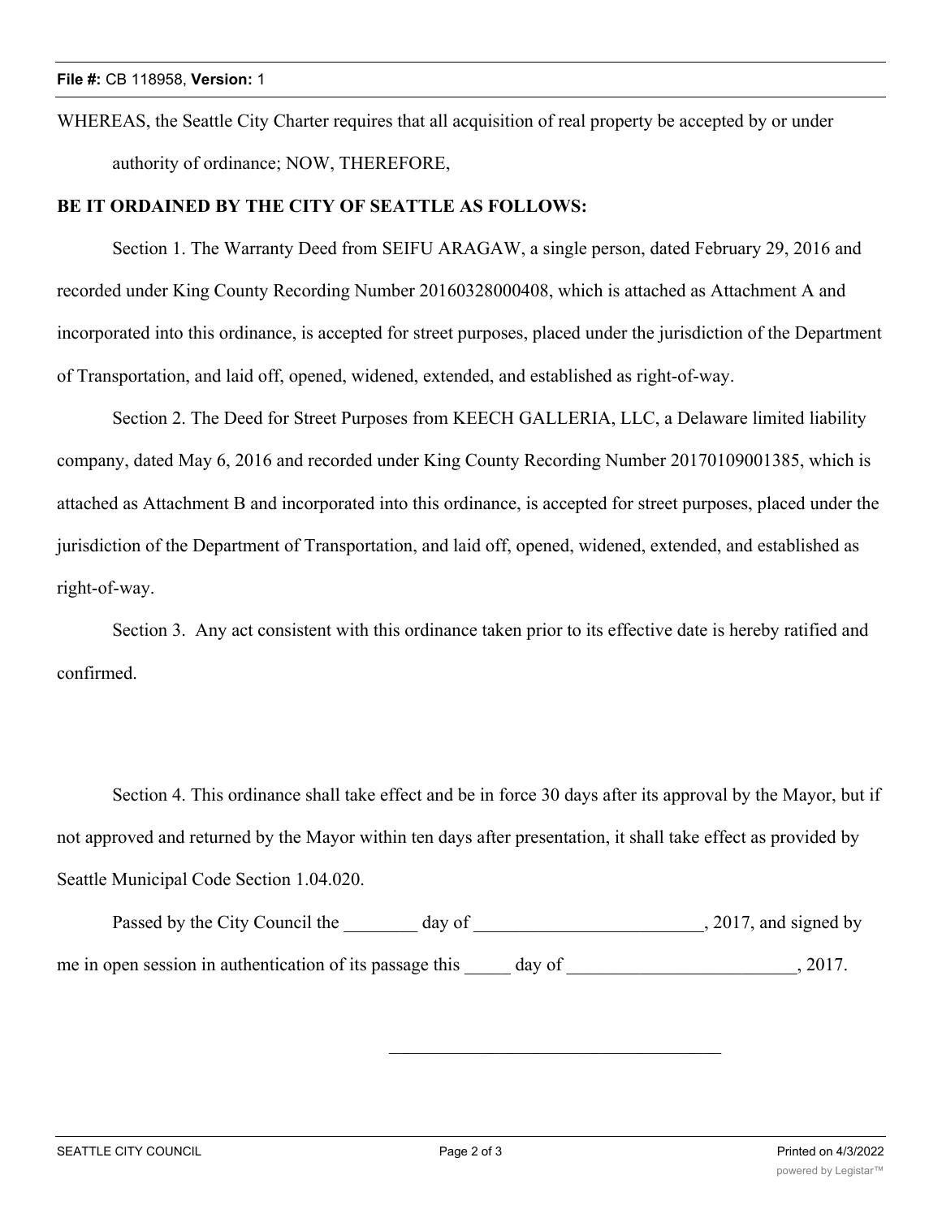WHEREAS, the Seattle City Charter requires that all acquisition of real property be accepted by or under authority of ordinance; NOW, THEREFORE,

**BE IT ORDAINED BY THE CITY OF SEATTLE AS FOLLOWS:**

Section 1. The Warranty Deed from SEIFU ARAGAW, a single person, dated February 29, 2016 and recorded under King County Recording Number 20160328000408, which is attached as Attachment A and incorporated into this ordinance, is accepted for street purposes, placed under the jurisdiction of the Department of Transportation, and laid off, opened, widened, extended, and established as right-of-way.

Section 2. The Deed for Street Purposes from KEECH GALLERIA, LLC, a Delaware limited liability company, dated May 6, 2016 and recorded under King County Recording Number 20170109001385, which is attached as Attachment B and incorporated into this ordinance, is accepted for street purposes, placed under the jurisdiction of the Department of Transportation, and laid off, opened, widened, extended, and established as right-of-way.

Section 3. Any act consistent with this ordinance taken prior to its effective date is hereby ratified and confirmed.

Section 4. This ordinance shall take effect and be in force 30 days after its approval by the Mayor, but if not approved and returned by the Mayor within ten days after presentation, it shall take effect as provided by Seattle Municipal Code Section 1.04.020.

Passed by the City Council the ________ day of _________________________, 2017, and signed by me in open session in authentication of its passage this _____ day of _________________________, 2017.

____________________________________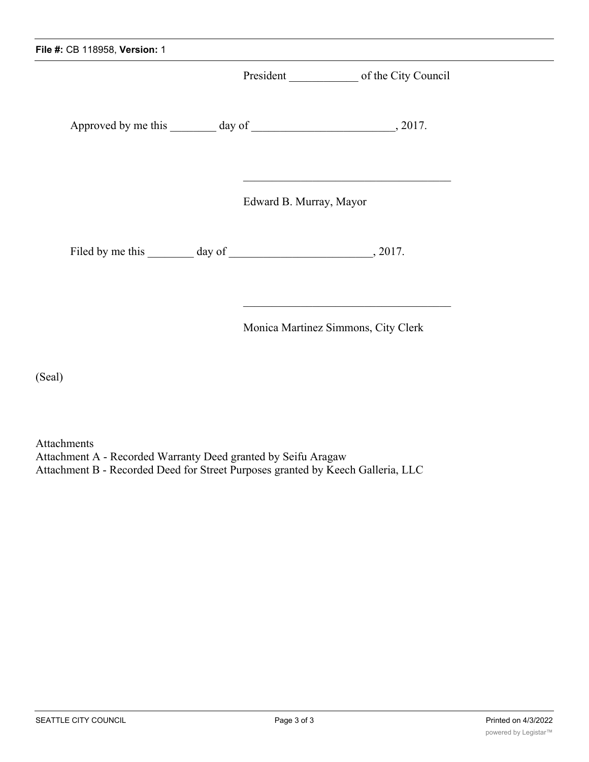President ____________ of the City Council

Approved by me this ________ day of _________________________, 2017.

____________________________________

Edward B. Murray, Mayor

Filed by me this ________ day of _________________________, 2017.

____________________________________

Monica Martinez Simmons, City Clerk

(Seal)

Attachments
Attachment A - Recorded Warranty Deed granted by Seifu Aragaw
Attachment B - Recorded Deed for Street Purposes granted by Keech Galleria, LLC